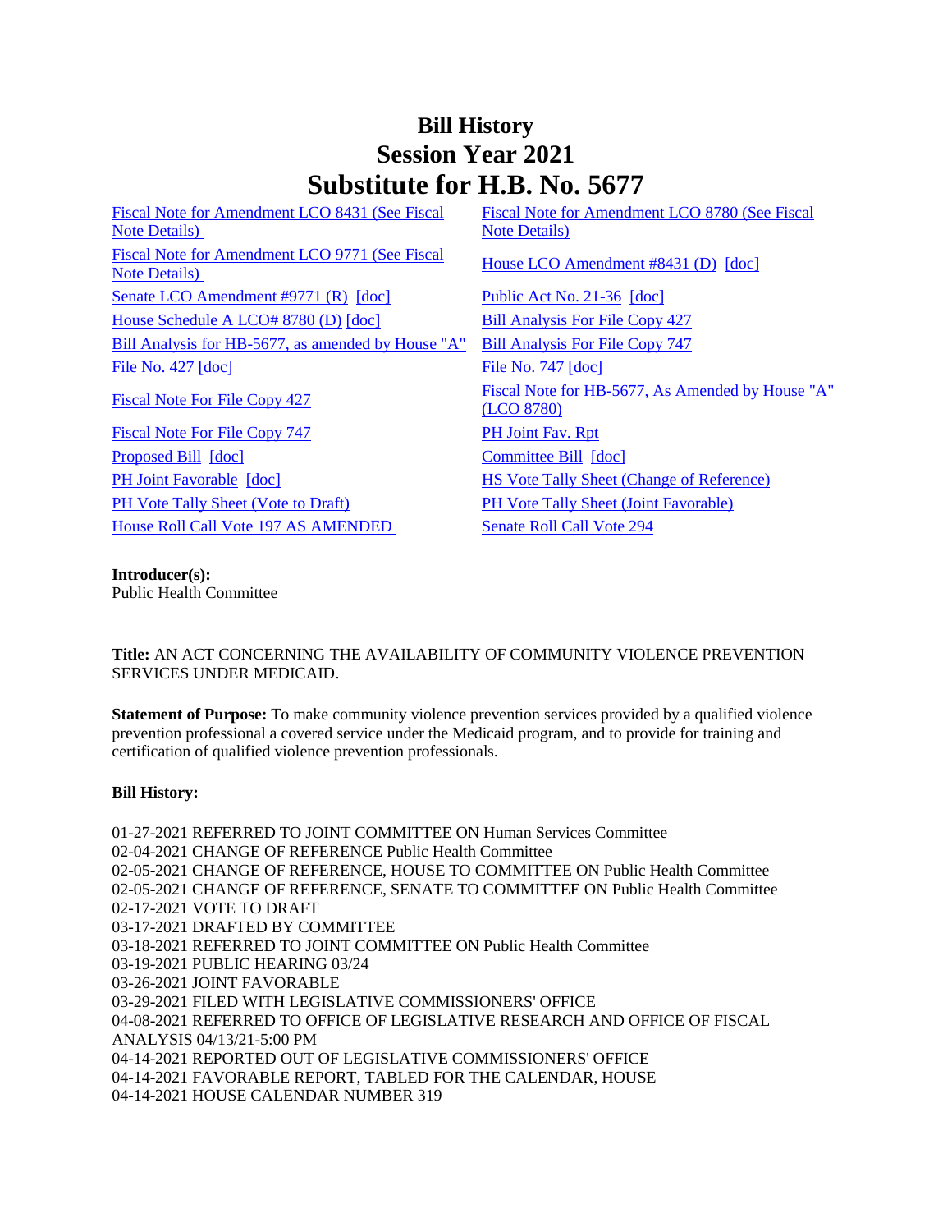# Bill History
# Session Year 2021
# Substitute for H.B. No. 5677

| | |
|---|---|
| Fiscal Note for Amendment LCO 8431 (See Fiscal Note Details) | Fiscal Note for Amendment LCO 8780 (See Fiscal Note Details) |
| Fiscal Note for Amendment LCO 9771 (See Fiscal Note Details) | House LCO Amendment #8431 (D) [doc] |
| Senate LCO Amendment #9771 (R) [doc] | Public Act No. 21-36 [doc] |
| House Schedule A LCO# 8780 (D) [doc] | Bill Analysis For File Copy 427 |
| Bill Analysis for HB-5677, as amended by House "A" | Bill Analysis For File Copy 747 |
| File No. 427 [doc] | File No. 747 [doc] |
| Fiscal Note For File Copy 427 | Fiscal Note for HB-5677, As Amended by House "A" (LCO 8780) |
| Fiscal Note For File Copy 747 | PH Joint Fav. Rpt |
| Proposed Bill [doc] | Committee Bill [doc] |
| PH Joint Favorable [doc] | HS Vote Tally Sheet (Change of Reference) |
| PH Vote Tally Sheet (Vote to Draft) | PH Vote Tally Sheet (Joint Favorable) |
| House Roll Call Vote 197 AS AMENDED | Senate Roll Call Vote 294 |

**Introducer(s):**
Public Health Committee

**Title:** AN ACT CONCERNING THE AVAILABILITY OF COMMUNITY VIOLENCE PREVENTION SERVICES UNDER MEDICAID.

**Statement of Purpose:** To make community violence prevention services provided by a qualified violence prevention professional a covered service under the Medicaid program, and to provide for training and certification of qualified violence prevention professionals.

**Bill History:**

01-27-2021 REFERRED TO JOINT COMMITTEE ON Human Services Committee
02-04-2021 CHANGE OF REFERENCE Public Health Committee
02-05-2021 CHANGE OF REFERENCE, HOUSE TO COMMITTEE ON Public Health Committee
02-05-2021 CHANGE OF REFERENCE, SENATE TO COMMITTEE ON Public Health Committee
02-17-2021 VOTE TO DRAFT
03-17-2021 DRAFTED BY COMMITTEE
03-18-2021 REFERRED TO JOINT COMMITTEE ON Public Health Committee
03-19-2021 PUBLIC HEARING 03/24
03-26-2021 JOINT FAVORABLE
03-29-2021 FILED WITH LEGISLATIVE COMMISSIONERS' OFFICE
04-08-2021 REFERRED TO OFFICE OF LEGISLATIVE RESEARCH AND OFFICE OF FISCAL ANALYSIS 04/13/21-5:00 PM
04-14-2021 REPORTED OUT OF LEGISLATIVE COMMISSIONERS' OFFICE
04-14-2021 FAVORABLE REPORT, TABLED FOR THE CALENDAR, HOUSE
04-14-2021 HOUSE CALENDAR NUMBER 319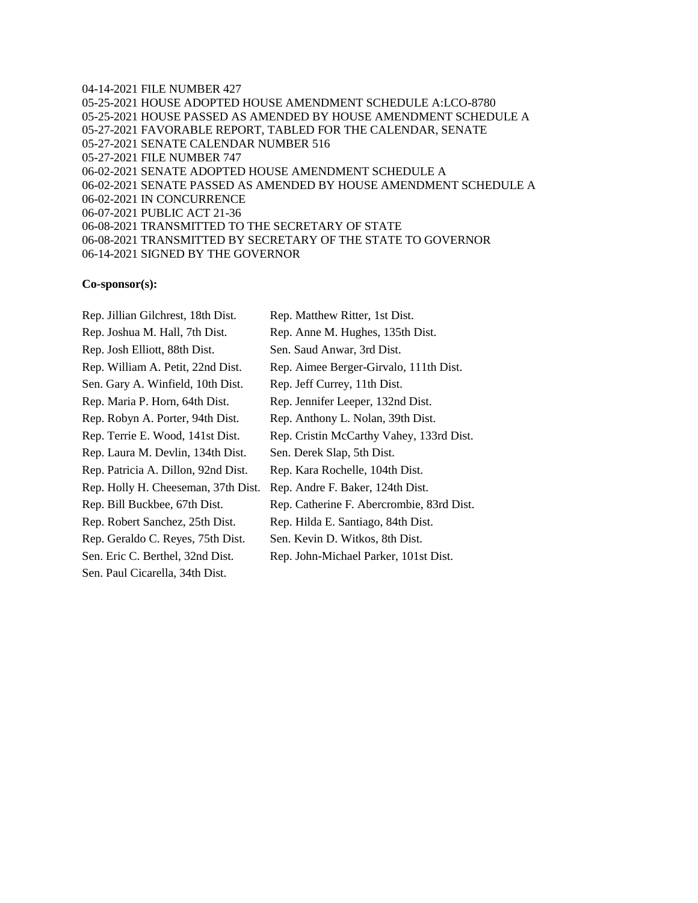04-14-2021 FILE NUMBER 427
05-25-2021 HOUSE ADOPTED HOUSE AMENDMENT SCHEDULE A:LCO-8780
05-25-2021 HOUSE PASSED AS AMENDED BY HOUSE AMENDMENT SCHEDULE A
05-27-2021 FAVORABLE REPORT, TABLED FOR THE CALENDAR, SENATE
05-27-2021 SENATE CALENDAR NUMBER 516
05-27-2021 FILE NUMBER 747
06-02-2021 SENATE ADOPTED HOUSE AMENDMENT SCHEDULE A
06-02-2021 SENATE PASSED AS AMENDED BY HOUSE AMENDMENT SCHEDULE A
06-02-2021 IN CONCURRENCE
06-07-2021 PUBLIC ACT 21-36
06-08-2021 TRANSMITTED TO THE SECRETARY OF STATE
06-08-2021 TRANSMITTED BY SECRETARY OF THE STATE TO GOVERNOR
06-14-2021 SIGNED BY THE GOVERNOR

**Co-sponsor(s):**

Rep. Jillian Gilchrest, 18th Dist.
Rep. Joshua M. Hall, 7th Dist.
Rep. Josh Elliott, 88th Dist.
Rep. William A. Petit, 22nd Dist.
Sen. Gary A. Winfield, 10th Dist.
Rep. Maria P. Horn, 64th Dist.
Rep. Robyn A. Porter, 94th Dist.
Rep. Terrie E. Wood, 141st Dist.
Rep. Laura M. Devlin, 134th Dist.
Rep. Patricia A. Dillon, 92nd Dist.
Rep. Holly H. Cheeseman, 37th Dist.
Rep. Bill Buckbee, 67th Dist.
Rep. Robert Sanchez, 25th Dist.
Rep. Geraldo C. Reyes, 75th Dist.
Sen. Eric C. Berthel, 32nd Dist.
Sen. Paul Cicarella, 34th Dist.
Rep. Matthew Ritter, 1st Dist.
Rep. Anne M. Hughes, 135th Dist.
Sen. Saud Anwar, 3rd Dist.
Rep. Aimee Berger-Girvalo, 111th Dist.
Rep. Jeff Currey, 11th Dist.
Rep. Jennifer Leeper, 132nd Dist.
Rep. Anthony L. Nolan, 39th Dist.
Rep. Cristin McCarthy Vahey, 133rd Dist.
Sen. Derek Slap, 5th Dist.
Rep. Kara Rochelle, 104th Dist.
Rep. Andre F. Baker, 124th Dist.
Rep. Catherine F. Abercrombie, 83rd Dist.
Rep. Hilda E. Santiago, 84th Dist.
Sen. Kevin D. Witkos, 8th Dist.
Rep. John-Michael Parker, 101st Dist.